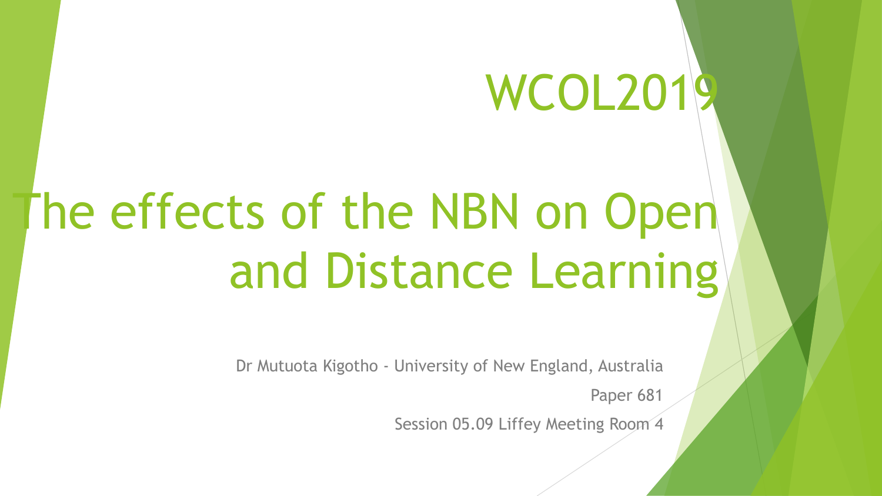WCOL2019

# The effects of the NBN on Open and Distance Learning

Dr Mutuota Kigotho - University of New England, Australia

Paper 681

Session 05.09 Liffey Meeting Room 4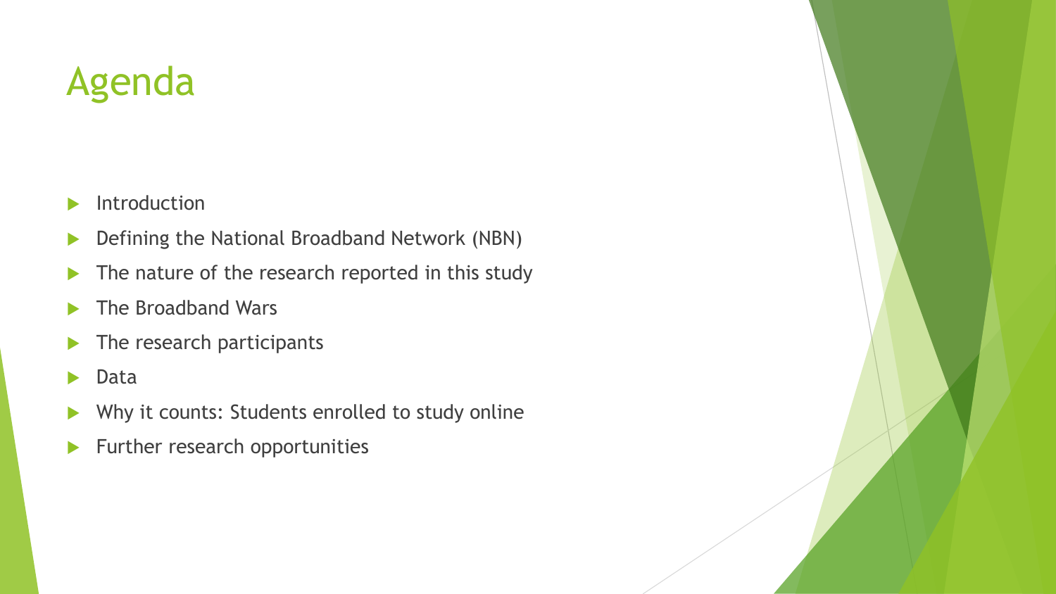# Agenda

- Introduction
- Defining the National Broadband Network (NBN)
- The nature of the research reported in this study
- The Broadband Wars
- The research participants
- Data
- Why it counts: Students enrolled to study online
- Further research opportunities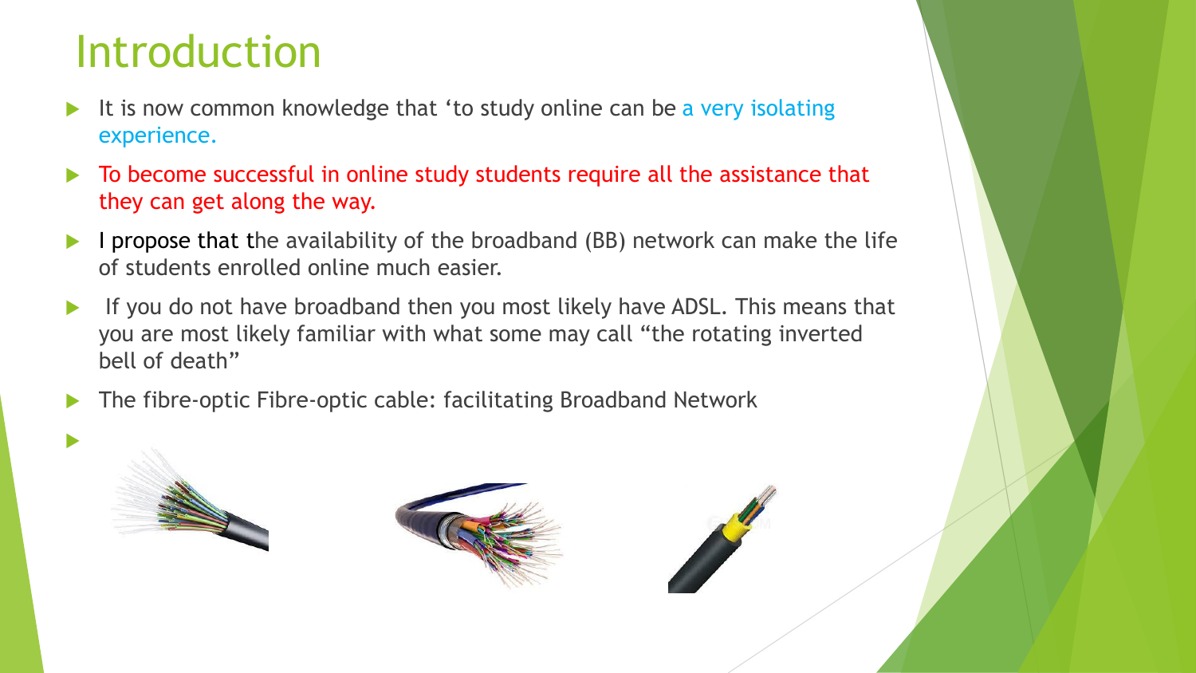# Introduction

- It is now common knowledge that ‘to study online can be a very isolating experience.
- To become successful in online study students require all the assistance that they can get along the way.
- I propose that the availability of the broadband (BB) network can make the life of students enrolled online much easier.
- If you do not have broadband then you most likely have ADSL. This means that you are most likely familiar with what some may call “the rotating inverted bell of death”
- The fibre-optic Fibre-optic cable: facilitating Broadband Network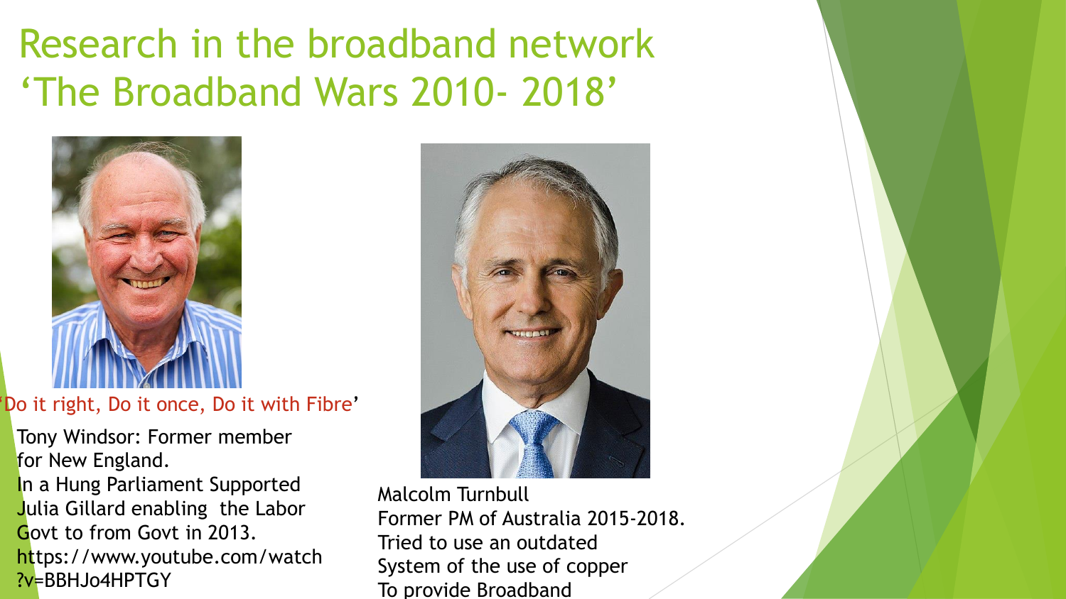# Research in the broadband network 'The Broadband Wars 2010- 2018'

'Do it right, Do it once, Do it with Fibre'

Tony Windsor: Former member for New England.
In a Hung Parliament Supported Julia Gillard enabling the Labor Govt to from Govt in 2013.
https://www.youtube.com/watch?v=BBHJo4HPTGY

Malcolm Turnbull
Former PM of Australia 2015-2018.
Tried to use an outdated System of the use of copper To provide Broadband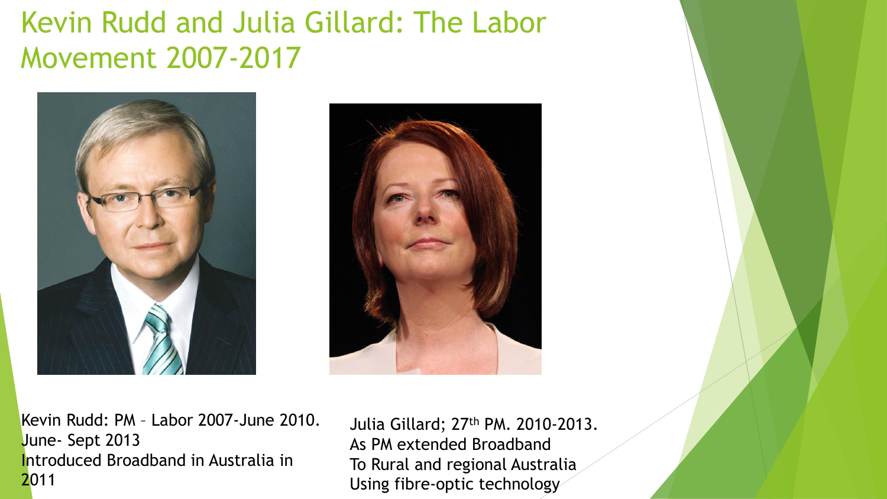# Kevin Rudd and Julia Gillard: The Labor Movement 2007-2017

Kevin Rudd: PM – Labor 2007-June 2010.
June- Sept 2013
Introduced Broadband in Australia in 2011

Julia Gillard; 27th PM. 2010-2013.
As PM extended Broadband
To Rural and regional Australia
Using fibre-optic technology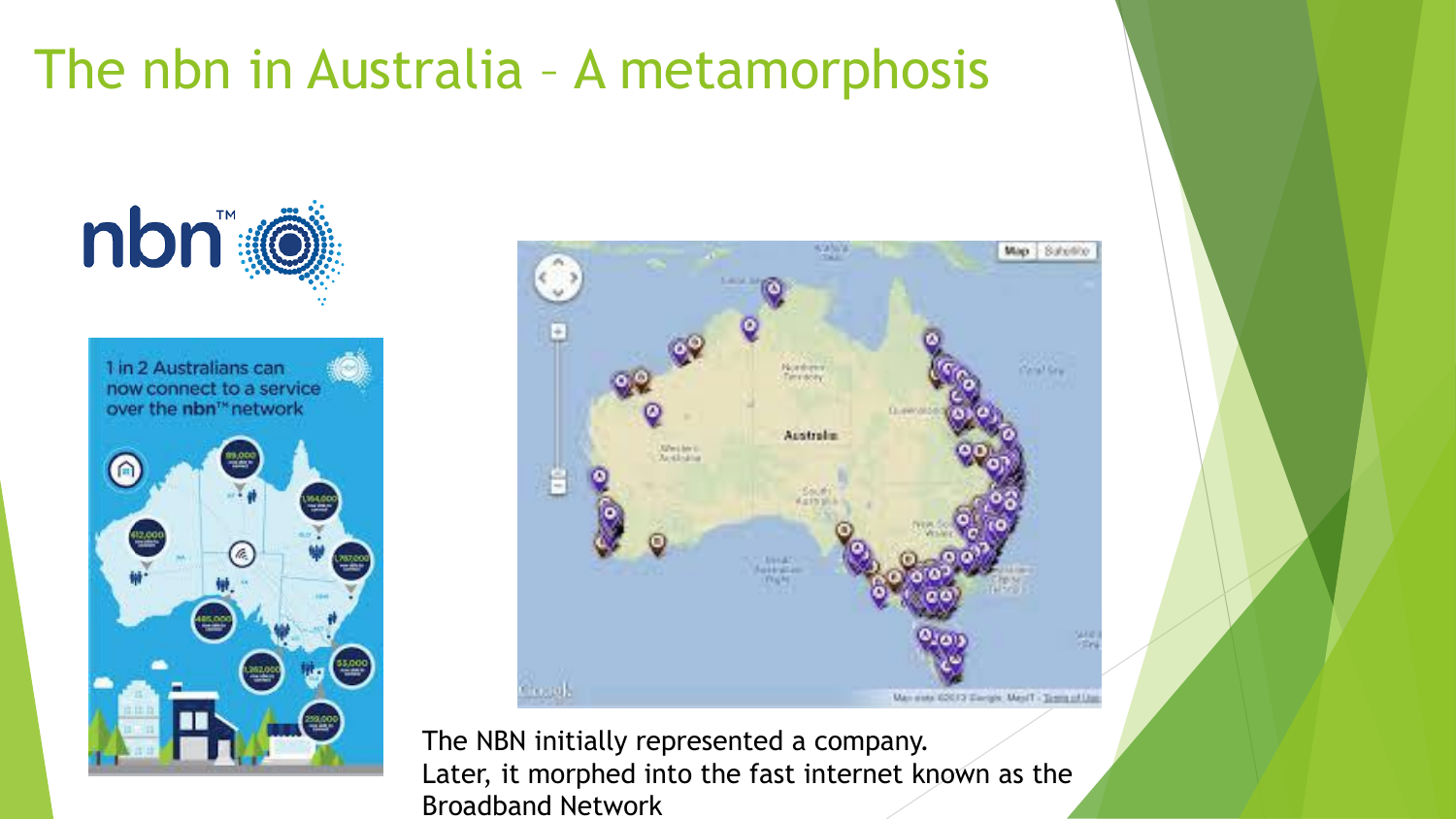# The nbn in Australia – A metamorphosis

The NBN initially represented a company.
Later, it morphed into the fast internet known as the Broadband Network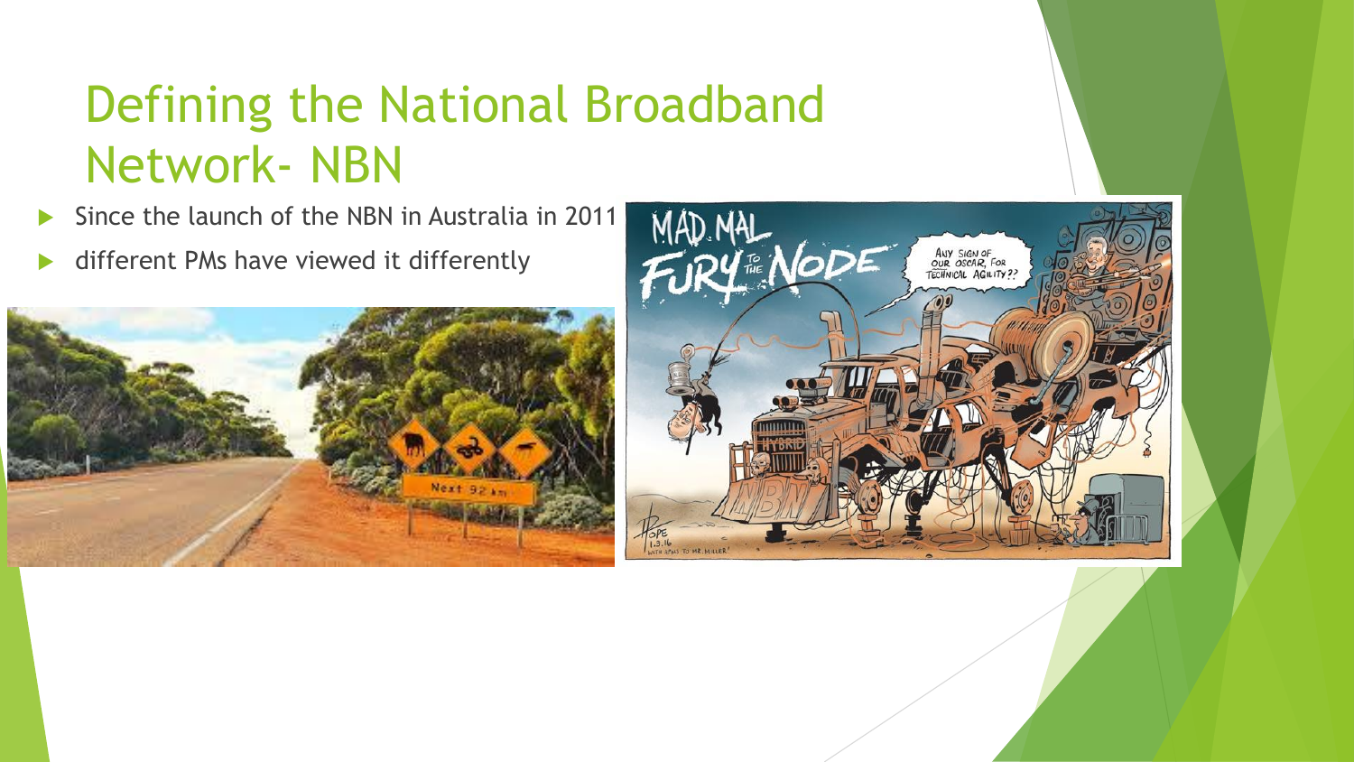# Defining the National Broadband Network- NBN

- Since the launch of the NBN in Australia in 2011
- different PMs have viewed it differently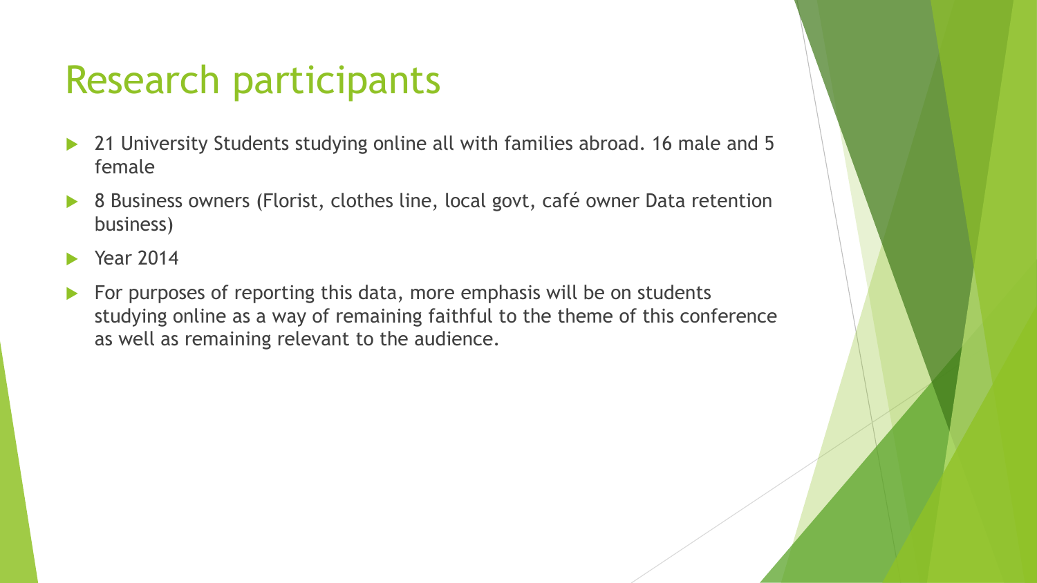# Research participants

- 21 University Students studying online all with families abroad. 16 male and 5 female
- 8 Business owners (Florist, clothes line, local govt, café owner Data retention business)
- Year 2014
- For purposes of reporting this data, more emphasis will be on students studying online as a way of remaining faithful to the theme of this conference as well as remaining relevant to the audience.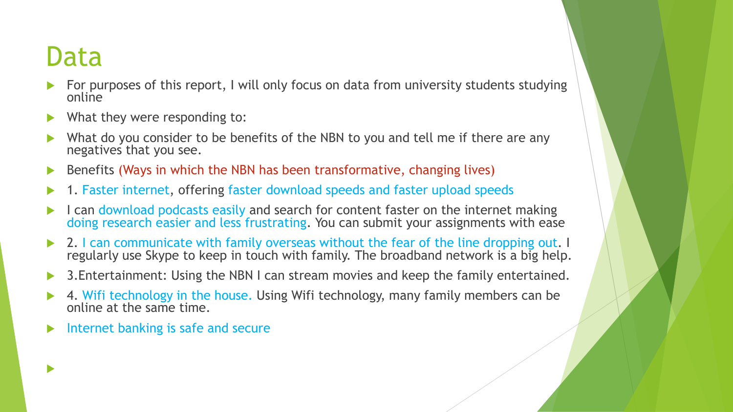# Data

- For purposes of this report, I will only focus on data from university students studying online
- What they were responding to:
- What do you consider to be benefits of the NBN to you and tell me if there are any negatives that you see.
- Benefits (Ways in which the NBN has been transformative, changing lives)
- 1. Faster internet, offering faster download speeds and faster upload speeds
- I can download podcasts easily and search for content faster on the internet making doing research easier and less frustrating. You can submit your assignments with ease
- 2. I can communicate with family overseas without the fear of the line dropping out. I regularly use Skype to keep in touch with family. The broadband network is a big help.
- 3.Entertainment: Using the NBN I can stream movies and keep the family entertained.
- 4. Wifi technology in the house. Using Wifi technology, many family members can be online at the same time.
- Internet banking is safe and secure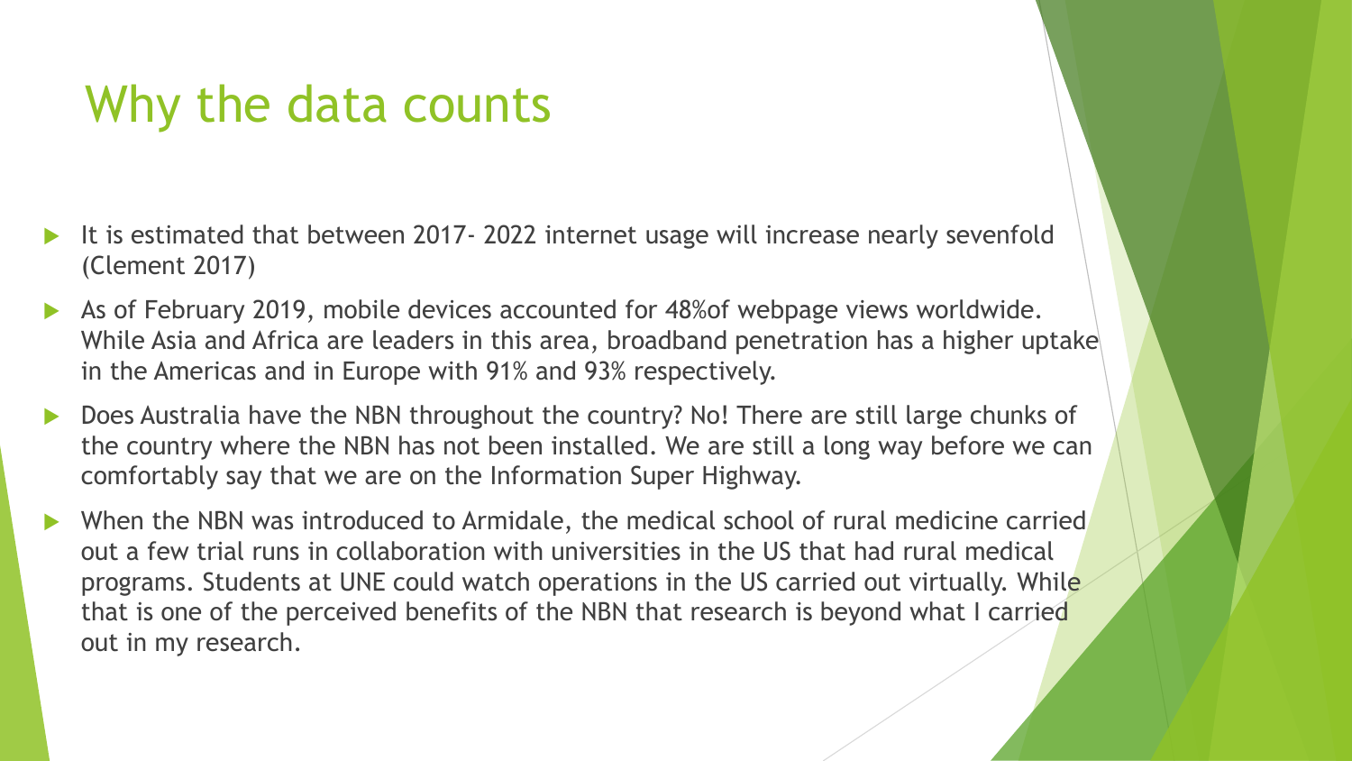# Why the data counts

- It is estimated that between 2017- 2022 internet usage will increase nearly sevenfold (Clement 2017)
- As of February 2019, mobile devices accounted for 48%of webpage views worldwide. While Asia and Africa are leaders in this area, broadband penetration has a higher uptake in the Americas and in Europe with 91% and 93% respectively.
- Does Australia have the NBN throughout the country? No! There are still large chunks of the country where the NBN has not been installed. We are still a long way before we can comfortably say that we are on the Information Super Highway.
- When the NBN was introduced to Armidale, the medical school of rural medicine carried out a few trial runs in collaboration with universities in the US that had rural medical programs. Students at UNE could watch operations in the US carried out virtually. While that is one of the perceived benefits of the NBN that research is beyond what I carried out in my research.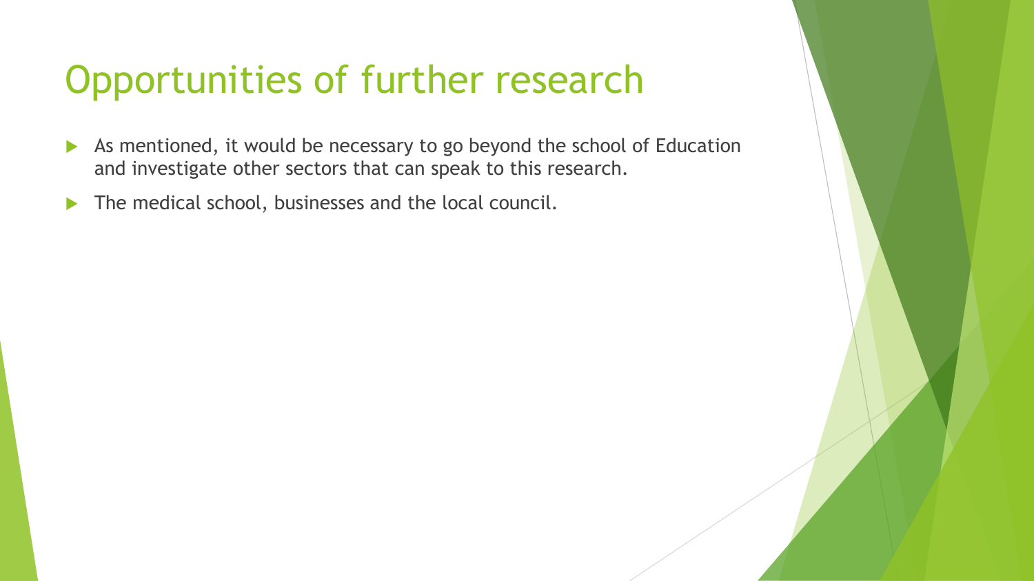# Opportunities of further research

- As mentioned, it would be necessary to go beyond the school of Education and investigate other sectors that can speak to this research.
- The medical school, businesses and the local council.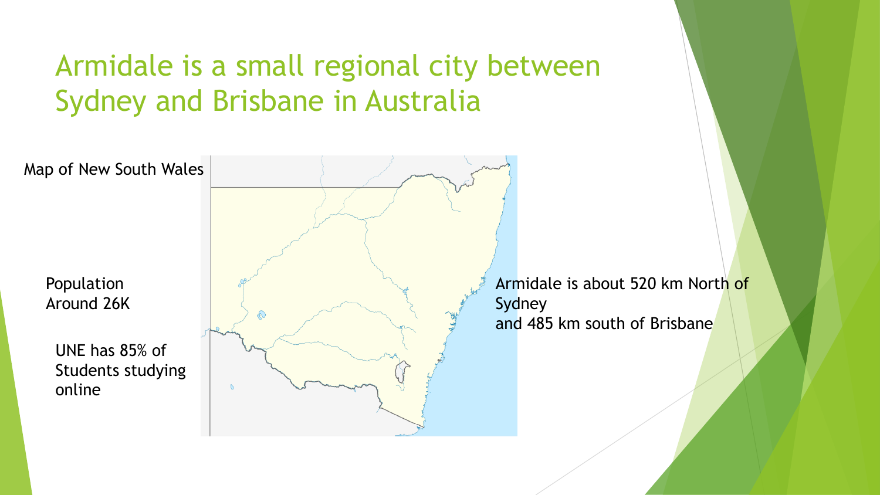# Armidale is a small regional city between Sydney and Brisbane in Australia

Map of New South Wales

Population
Around 26K

UNE has 85% of
Students studying
online

Armidale is about 520 km North of
Sydney
and 485 km south of Brisbane